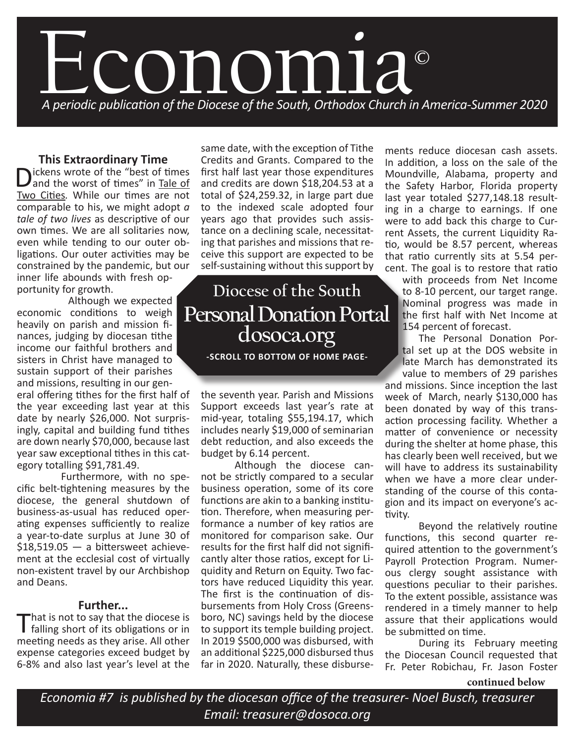# Economia©

*A periodic publication of the Diocese of the South, Orthodox Church in America-Summer 2020*

### This Extraordinary Time

Dickens wrote of the "best of times and the worst of times" in Tale of Two Cities. While our times are not comparable to his, we might adopt *a tale of two lives* as descriptive of our own times. We are all solitaries now, even while tending to our outer obligations. Our outer activities may be constrained by the pandemic, but our inner life abounds with fresh opportunity for growth.

Although we expected economic conditions to weigh heavily on parish and mission finances, judging by diocesan tithe income our faithful brothers and sisters in Christ have managed to sustain support of their parishes and missions, resulting in our general offering tithes for the first half of the year exceeding last year at this date by nearly $26,000. Not surprisingly, capital and building fund tithes are down nearly $70,000, because last year saw exceptional tithes in this category totalling $91,781.49.

Furthermore, with no specific belt-tightening measures by the diocese, the general shutdown of business-as-usual has reduced operating expenses sufficiently to realize a year-to-date surplus at June 30 of $18,519.05 — a bittersweet achievement at the ecclesial cost of virtually non-existent travel by our Archbishop and Deans.

### Further...

That is not to say that the diocese is falling short of its obligations or in meeting needs as they arise. All other expense categories exceed budget by 6-8% and also last year's level at the same date, with the exception of Tithe Credits and Grants. Compared to the first half last year those expenditures and credits are down $18,204.53 at a total of $24,259.32, in large part due to the indexed scale adopted four years ago that provides such assistance on a declining scale, necessitating that parishes and missions that receive this support are expected to be self-sustaining without this support by the seventh year. Parish and Missions Support exceeds last year's rate at mid-year, totaling $55,194.17, which includes nearly $19,000 of seminarian debt reduction, and also exceeds the budget by 6.14 percent.

> **Diocese of the South**
> **Personal Donation Portal**
> **dosoca.org**
> -SCROLL TO BOTTOM OF HOME PAGE-

Although the diocese cannot be strictly compared to a secular business operation, some of its core functions are akin to a banking institution. Therefore, when measuring performance a number of key ratios are monitored for comparison sake. Our results for the first half did not significantly alter those ratios, except for Liquidity and Return on Equity. Two factors have reduced Liquidity this year. The first is the continuation of disbursements from Holy Cross (Greensboro, NC) savings held by the diocese to support its temple building project. In 2019 $500,000 was disbursed, with an additional $225,000 disbursed thus far in 2020. Naturally, these disbursements reduce diocesan cash assets. In addition, a loss on the sale of the Moundville, Alabama, property and the Safety Harbor, Florida property last year totaled $277,148.18 resulting in a charge to earnings. If one were to add back this charge to Current Assets, the current Liquidity Ratio, would be 8.57 percent, whereas that ratio currently sits at 5.54 percent. The goal is to restore that ratio with proceeds from Net Income to 8-10 percent, our target range. Nominal progress was made in the first half with Net Income at 154 percent of forecast.

The Personal Donation Portal set up at the DOS website in late March has demonstrated its value to members of 29 parishes and missions. Since inception the last week of March, nearly $130,000 has been donated by way of this transaction processing facility. Whether a matter of convenience or necessity during the shelter at home phase, this has clearly been well received, but we will have to address its sustainability when we have a more clear understanding of the course of this contagion and its impact on everyone's activity.

Beyond the relatively routine functions, this second quarter required attention to the government's Payroll Protection Program. Numerous clergy sought assistance with questions peculiar to their parishes. To the extent possible, assistance was rendered in a timely manner to help assure that their applications would be submitted on time.

During its February meeting the Diocesan Council requested that Fr. Peter Robichau, Fr. Jason Foster

**continued below**

*Economia #7 is published by the diocesan office of the treasurer- Noel Busch, treasurer*
*Email: treasurer@dosoca.org*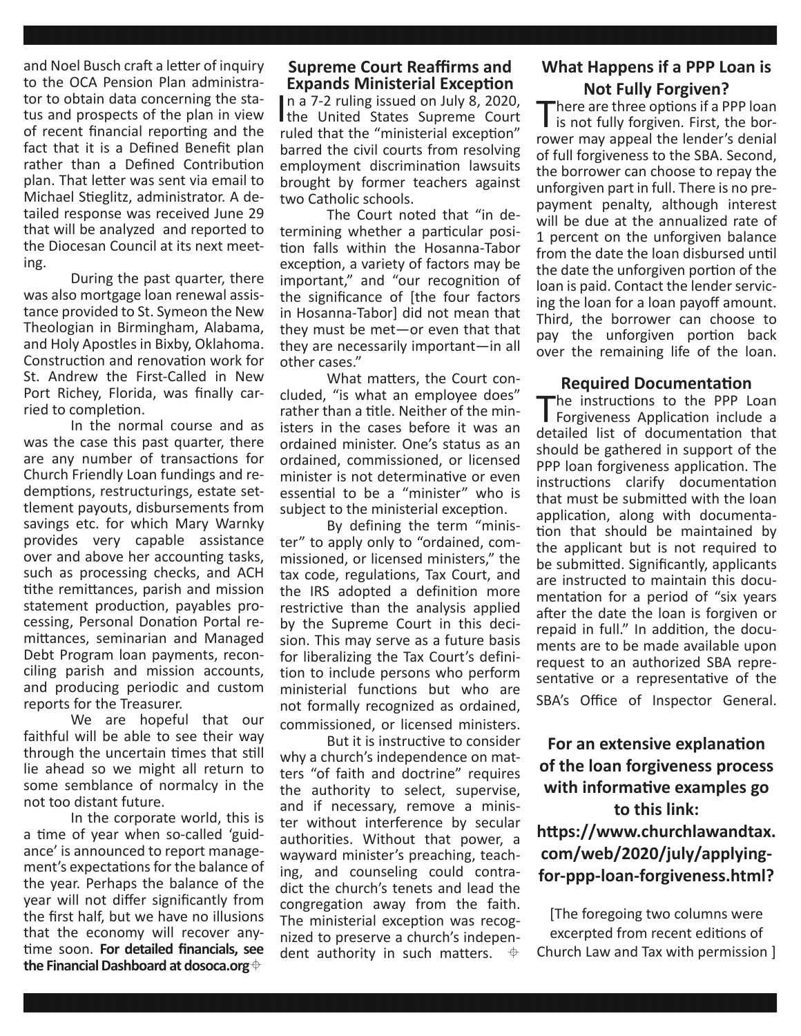and Noel Busch craft a letter of inquiry to the OCA Pension Plan administrator to obtain data concerning the status and prospects of the plan in view of recent financial reporting and the fact that it is a Defined Benefit plan rather than a Defined Contribution plan. That letter was sent via email to Michael Stieglitz, administrator. A detailed response was received June 29 that will be analyzed and reported to the Diocesan Council at its next meeting.

During the past quarter, there was also mortgage loan renewal assistance provided to St. Symeon the New Theologian in Birmingham, Alabama, and Holy Apostles in Bixby, Oklahoma. Construction and renovation work for St. Andrew the First-Called in New Port Richey, Florida, was finally carried to completion.

In the normal course and as was the case this past quarter, there are any number of transactions for Church Friendly Loan fundings and redemptions, restructurings, estate settlement payouts, disbursements from savings etc. for which Mary Warnky provides very capable assistance over and above her accounting tasks, such as processing checks, and ACH tithe remittances, parish and mission statement production, payables processing, Personal Donation Portal remittances, seminarian and Managed Debt Program loan payments, reconciling parish and mission accounts, and producing periodic and custom reports for the Treasurer.

We are hopeful that our faithful will be able to see their way through the uncertain times that still lie ahead so we might all return to some semblance of normalcy in the not too distant future.

In the corporate world, this is a time of year when so-called 'guidance' is announced to report management's expectations for the balance of the year. Perhaps the balance of the year will not differ significantly from the first half, but we have no illusions that the economy will recover anytime soon. **For detailed financials, see the Financial Dashboard at dosoca.org**

## Supreme Court Reaffirms and Expands Ministerial Exception

In a 7-2 ruling issued on July 8, 2020, the United States Supreme Court ruled that the "ministerial exception" barred the civil courts from resolving employment discrimination lawsuits brought by former teachers against two Catholic schools.

The Court noted that "in determining whether a particular position falls within the Hosanna-Tabor exception, a variety of factors may be important," and "our recognition of the significance of [the four factors in Hosanna-Tabor] did not mean that they must be met—or even that that they are necessarily important—in all other cases."

What matters, the Court concluded, "is what an employee does" rather than a title. Neither of the ministers in the cases before it was an ordained minister. One's status as an ordained, commissioned, or licensed minister is not determinative or even essential to be a "minister" who is subject to the ministerial exception.

By defining the term "minister" to apply only to "ordained, commissioned, or licensed ministers," the tax code, regulations, Tax Court, and the IRS adopted a definition more restrictive than the analysis applied by the Supreme Court in this decision. This may serve as a future basis for liberalizing the Tax Court's definition to include persons who perform ministerial functions but who are not formally recognized as ordained, commissioned, or licensed ministers.

But it is instructive to consider why a church's independence on matters "of faith and doctrine" requires the authority to select, supervise, and if necessary, remove a minister without interference by secular authorities. Without that power, a wayward minister's preaching, teaching, and counseling could contradict the church's tenets and lead the congregation away from the faith. The ministerial exception was recognized to preserve a church's independent authority in such matters.

## What Happens if a PPP Loan is Not Fully Forgiven?

There are three options if a PPP loan is not fully forgiven. First, the borrower may appeal the lender's denial of full forgiveness to the SBA. Second, the borrower can choose to repay the unforgiven part in full. There is no prepayment penalty, although interest will be due at the annualized rate of 1 percent on the unforgiven balance from the date the loan disbursed until the date the unforgiven portion of the loan is paid. Contact the lender servicing the loan for a loan payoff amount. Third, the borrower can choose to pay the unforgiven portion back over the remaining life of the loan.

### Required Documentation

The instructions to the PPP Loan Forgiveness Application include a detailed list of documentation that should be gathered in support of the PPP loan forgiveness application. The instructions clarify documentation that must be submitted with the loan application, along with documentation that should be maintained by the applicant but is not required to be submitted. Significantly, applicants are instructed to maintain this documentation for a period of "six years after the date the loan is forgiven or repaid in full." In addition, the documents are to be made available upon request to an authorized SBA representative or a representative of the SBA's Office of Inspector General.

**For an extensive explanation of the loan forgiveness process with informative examples go to this link: https://www.churchlawandtax.com/web/2020/july/applying-for-ppp-loan-forgiveness.html?**

[The foregoing two columns were excerpted from recent editions of Church Law and Tax with permission ]